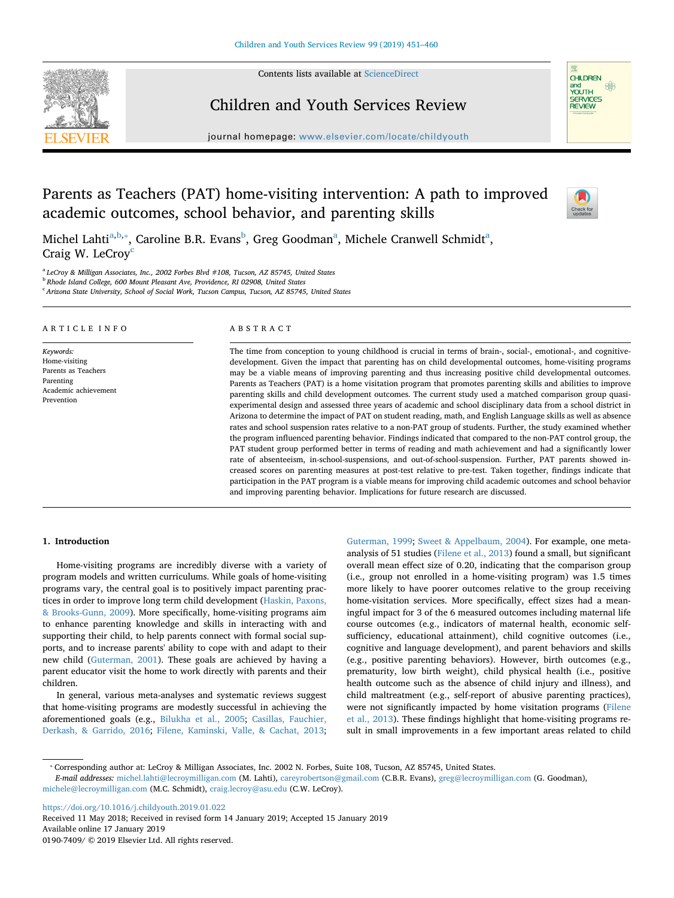# Parents as Teachers (PAT) home-visiting intervention: A path to improved academic outcomes, school behavior, and parenting skills

Michel Lahti[a,b,*], Caroline B.R. Evans[b], Greg Goodman[a], Michele Cranwell Schmidt[a], Craig W. LeCroy[c]

[a] LeCroy & Milligan Associates, Inc., 2002 Forbes Blvd #108, Tucson, AZ 85745, United States
[b] Rhode Island College, 600 Mount Pleasant Ave, Providence, RI 02908, United States
[c] Arizona State University, School of Social Work, Tucson Campus, Tucson, AZ 85745, United States

## ARTICLE INFO

*Keywords:*
Home-visiting
Parents as Teachers
Parenting
Academic achievement
Prevention

## ABSTRACT

The time from conception to young childhood is crucial in terms of brain-, social-, emotional-, and cognitive-development. Given the impact that parenting has on child developmental outcomes, home-visiting programs may be a viable means of improving parenting and thus increasing positive child developmental outcomes. Parents as Teachers (PAT) is a home visitation program that promotes parenting skills and abilities to improve parenting skills and child development outcomes. The current study used a matched comparison group quasi-experimental design and assessed three years of academic and school disciplinary data from a school district in Arizona to determine the impact of PAT on student reading, math, and English Language skills as well as absence rates and school suspension rates relative to a non-PAT group of students. Further, the study examined whether the program influenced parenting behavior. Findings indicated that compared to the non-PAT control group, the PAT student group performed better in terms of reading and math achievement and had a significantly lower rate of absenteeism, in-school-suspensions, and out-of-school-suspension. Further, PAT parents showed increased scores on parenting measures at post-test relative to pre-test. Taken together, findings indicate that participation in the PAT program is a viable means for improving child academic outcomes and school behavior and improving parenting behavior. Implications for future research are discussed.

## 1. Introduction

Home-visiting programs are incredibly diverse with a variety of program models and written curriculums. While goals of home-visiting programs vary, the central goal is to positively impact parenting practices in order to improve long term child development (Haskin, Paxons, & Brooks-Gunn, 2009). More specifically, home-visiting programs aim to enhance parenting knowledge and skills in interacting with and supporting their child, to help parents connect with formal social supports, and to increase parents' ability to cope with and adapt to their new child (Guterman, 2001). These goals are achieved by having a parent educator visit the home to work directly with parents and their children.

In general, various meta-analyses and systematic reviews suggest that home-visiting programs are modestly successful in achieving the aforementioned goals (e.g., Bilukha et al., 2005; Casillas, Fauchier, Derkash, & Garrido, 2016; Filene, Kaminski, Valle, & Cachat, 2013; Guterman, 1999; Sweet & Appelbaum, 2004). For example, one meta-analysis of 51 studies (Filene et al., 2013) found a small, but significant overall mean effect size of 0.20, indicating that the comparison group (i.e., group not enrolled in a home-visiting program) was 1.5 times more likely to have poorer outcomes relative to the group receiving home-visitation services. More specifically, effect sizes had a meaningful impact for 3 of the 6 measured outcomes including maternal life course outcomes (e.g., indicators of maternal health, economic self-sufficiency, educational attainment), child cognitive outcomes (i.e., cognitive and language development), and parent behaviors and skills (e.g., positive parenting behaviors). However, birth outcomes (e.g., prematurity, low birth weight), child physical health (i.e., positive health outcome such as the absence of child injury and illness), and child maltreatment (e.g., self-report of abusive parenting practices), were not significantly impacted by home visitation programs (Filene et al., 2013). These findings highlight that home-visiting programs result in small improvements in a few important areas related to child

---

* Corresponding author at: LeCroy & Milligan Associates, Inc. 2002 N. Forbes, Suite 108, Tucson, AZ 85745, United States.
*E-mail addresses:* michel.lahti@lecroymilligan.com (M. Lahti), careyrobertson@gmail.com (C.B.R. Evans), greg@lecroymilligan.com (G. Goodman), michele@lecroymilligan.com (M.C. Schmidt), craig.lecroy@asu.edu (C.W. LeCroy).

https://doi.org/10.1016/j.childyouth.2019.01.022
Received 11 May 2018; Received in revised form 14 January 2019; Accepted 15 January 2019
Available online 17 January 2019
0190-7409/ © 2019 Elsevier Ltd. All rights reserved.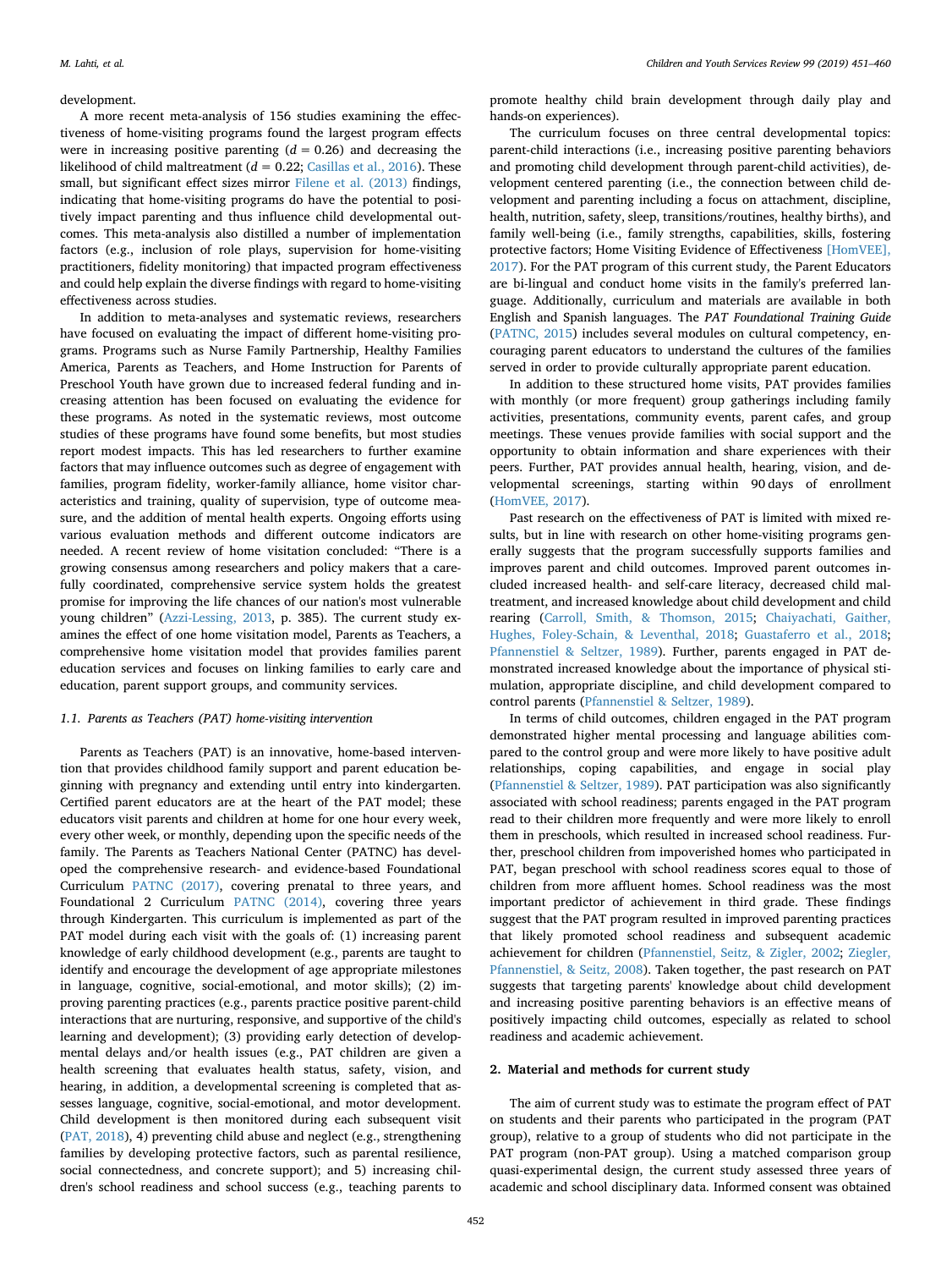development.

A more recent meta-analysis of 156 studies examining the effectiveness of home-visiting programs found the largest program effects were in increasing positive parenting ($d = 0.26$) and decreasing the likelihood of child maltreatment ($d = 0.22$; Casillas et al., 2016). These small, but significant effect sizes mirror Filene et al. (2013) findings, indicating that home-visiting programs do have the potential to positively impact parenting and thus influence child developmental outcomes. This meta-analysis also distilled a number of implementation factors (e.g., inclusion of role plays, supervision for home-visiting practitioners, fidelity monitoring) that impacted program effectiveness and could help explain the diverse findings with regard to home-visiting effectiveness across studies.

In addition to meta-analyses and systematic reviews, researchers have focused on evaluating the impact of different home-visiting programs. Programs such as Nurse Family Partnership, Healthy Families America, Parents as Teachers, and Home Instruction for Parents of Preschool Youth have grown due to increased federal funding and increasing attention has been focused on evaluating the evidence for these programs. As noted in the systematic reviews, most outcome studies of these programs have found some benefits, but most studies report modest impacts. This has led researchers to further examine factors that may influence outcomes such as degree of engagement with families, program fidelity, worker-family alliance, home visitor characteristics and training, quality of supervision, type of outcome measure, and the addition of mental health experts. Ongoing efforts using various evaluation methods and different outcome indicators are needed. A recent review of home visitation concluded: "There is a growing consensus among researchers and policy makers that a carefully coordinated, comprehensive service system holds the greatest promise for improving the life chances of our nation's most vulnerable young children" (Azzi-Lessing, 2013, p. 385). The current study examines the effect of one home visitation model, Parents as Teachers, a comprehensive home visitation model that provides families parent education services and focuses on linking families to early care and education, parent support groups, and community services.

### 1.1. Parents as Teachers (PAT) home-visiting intervention

Parents as Teachers (PAT) is an innovative, home-based intervention that provides childhood family support and parent education beginning with pregnancy and extending until entry into kindergarten. Certified parent educators are at the heart of the PAT model; these educators visit parents and children at home for one hour every week, every other week, or monthly, depending upon the specific needs of the family. The Parents as Teachers National Center (PATNC) has developed the comprehensive research- and evidence-based Foundational Curriculum PATNC (2017), covering prenatal to three years, and Foundational 2 Curriculum PATNC (2014), covering three years through Kindergarten. This curriculum is implemented as part of the PAT model during each visit with the goals of: (1) increasing parent knowledge of early childhood development (e.g., parents are taught to identify and encourage the development of age appropriate milestones in language, cognitive, social-emotional, and motor skills); (2) improving parenting practices (e.g., parents practice positive parent-child interactions that are nurturing, responsive, and supportive of the child's learning and development); (3) providing early detection of developmental delays and/or health issues (e.g., PAT children are given a health screening that evaluates health status, safety, vision, and hearing, in addition, a developmental screening is completed that assesses language, cognitive, social-emotional, and motor development. Child development is then monitored during each subsequent visit (PAT, 2018), 4) preventing child abuse and neglect (e.g., strengthening families by developing protective factors, such as parental resilience, social connectedness, and concrete support); and 5) increasing children's school readiness and school success (e.g., teaching parents to promote healthy child brain development through daily play and hands-on experiences).

The curriculum focuses on three central developmental topics: parent-child interactions (i.e., increasing positive parenting behaviors and promoting child development through parent-child activities), development centered parenting (i.e., the connection between child development and parenting including a focus on attachment, discipline, health, nutrition, safety, sleep, transitions/routines, healthy births), and family well-being (i.e., family strengths, capabilities, skills, fostering protective factors; Home Visiting Evidence of Effectiveness [HomVEE], 2017). For the PAT program of this current study, the Parent Educators are bi-lingual and conduct home visits in the family's preferred language. Additionally, curriculum and materials are available in both English and Spanish languages. The *PAT Foundational Training Guide* (PATNC, 2015) includes several modules on cultural competency, encouraging parent educators to understand the cultures of the families served in order to provide culturally appropriate parent education.

In addition to these structured home visits, PAT provides families with monthly (or more frequent) group gatherings including family activities, presentations, community events, parent cafes, and group meetings. These venues provide families with social support and the opportunity to obtain information and share experiences with their peers. Further, PAT provides annual health, hearing, vision, and developmental screenings, starting within 90 days of enrollment (HomVEE, 2017).

Past research on the effectiveness of PAT is limited with mixed results, but in line with research on other home-visiting programs generally suggests that the program successfully supports families and improves parent and child outcomes. Improved parent outcomes included increased health- and self-care literacy, decreased child maltreatment, and increased knowledge about child development and child rearing (Carroll, Smith, & Thomson, 2015; Chaiyachati, Gaither, Hughes, Foley-Schain, & Leventhal, 2018; Guastaferro et al., 2018; Pfannenstiel & Seltzer, 1989). Further, parents engaged in PAT demonstrated increased knowledge about the importance of physical stimulation, appropriate discipline, and child development compared to control parents (Pfannenstiel & Seltzer, 1989).

In terms of child outcomes, children engaged in the PAT program demonstrated higher mental processing and language abilities compared to the control group and were more likely to have positive adult relationships, coping capabilities, and engage in social play (Pfannenstiel & Seltzer, 1989). PAT participation was also significantly associated with school readiness; parents engaged in the PAT program read to their children more frequently and were more likely to enroll them in preschools, which resulted in increased school readiness. Further, preschool children from impoverished homes who participated in PAT, began preschool with school readiness scores equal to those of children from more affluent homes. School readiness was the most important predictor of achievement in third grade. These findings suggest that the PAT program resulted in improved parenting practices that likely promoted school readiness and subsequent academic achievement for children (Pfannenstiel, Seitz, & Zigler, 2002; Ziegler, Pfannenstiel, & Seitz, 2008). Taken together, the past research on PAT suggests that targeting parents' knowledge about child development and increasing positive parenting behaviors is an effective means of positively impacting child outcomes, especially as related to school readiness and academic achievement.

## 2. Material and methods for current study

The aim of current study was to estimate the program effect of PAT on students and their parents who participated in the program (PAT group), relative to a group of students who did not participate in the PAT program (non-PAT group). Using a matched comparison group quasi-experimental design, the current study assessed three years of academic and school disciplinary data. Informed consent was obtained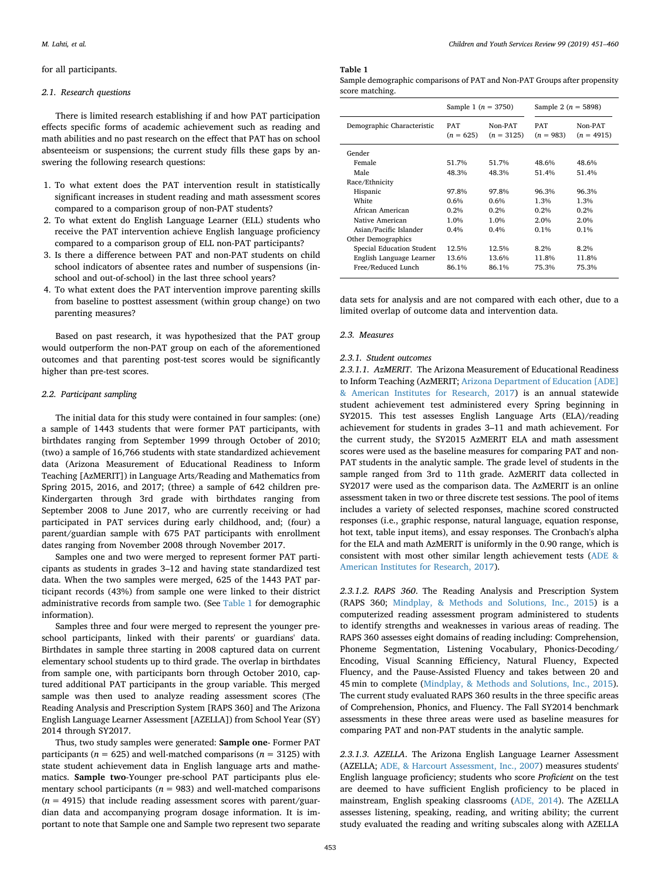for all participants.

### 2.1. Research questions

There is limited research establishing if and how PAT participation effects specific forms of academic achievement such as reading and math abilities and no past research on the effect that PAT has on school absenteeism or suspensions; the current study fills these gaps by answering the following research questions:

1. To what extent does the PAT intervention result in statistically significant increases in student reading and math assessment scores compared to a comparison group of non-PAT students?
2. To what extent do English Language Learner (ELL) students who receive the PAT intervention achieve English language proficiency compared to a comparison group of ELL non-PAT participants?
3. Is there a difference between PAT and non-PAT students on child school indicators of absentee rates and number of suspensions (in-school and out-of-school) in the last three school years?
4. To what extent does the PAT intervention improve parenting skills from baseline to posttest assessment (within group change) on two parenting measures?

Based on past research, it was hypothesized that the PAT group would outperform the non-PAT group on each of the aforementioned outcomes and that parenting post-test scores would be significantly higher than pre-test scores.

### 2.2. Participant sampling

The initial data for this study were contained in four samples: (one) a sample of 1443 students that were former PAT participants, with birthdates ranging from September 1999 through October of 2010; (two) a sample of 16,766 students with state standardized achievement data (Arizona Measurement of Educational Readiness to Inform Teaching [AzMERIT]) in Language Arts/Reading and Mathematics from Spring 2015, 2016, and 2017; (three) a sample of 642 children pre-Kindergarten through 3rd grade with birthdates ranging from September 2008 to June 2017, who are currently receiving or had participated in PAT services during early childhood, and; (four) a parent/guardian sample with 675 PAT participants with enrollment dates ranging from November 2008 through November 2017.

Samples one and two were merged to represent former PAT participants as students in grades 3–12 and having state standardized test data. When the two samples were merged, 625 of the 1443 PAT participant records (43%) from sample one were linked to their district administrative records from sample two. (See Table 1 for demographic information).

Samples three and four were merged to represent the younger preschool participants, linked with their parents' or guardians' data. Birthdates in sample three starting in 2008 captured data on current elementary school students up to third grade. The overlap in birthdates from sample one, with participants born through October 2010, captured additional PAT participants in the group variable. This merged sample was then used to analyze reading assessment scores (The Reading Analysis and Prescription System [RAPS 360] and The Arizona English Language Learner Assessment [AZELLA]) from School Year (SY) 2014 through SY2017.

Thus, two study samples were generated: **Sample one**- Former PAT participants ($n$ = 625) and well-matched comparisons ($n$ = 3125) with state student achievement data in English language arts and mathematics. **Sample two**-Younger pre-school PAT participants plus elementary school participants ($n$ = 983) and well-matched comparisons ($n$ = 4915) that include reading assessment scores with parent/guardian data and accompanying program dosage information. It is important to note that Sample one and Sample two represent two separate data sets for analysis and are not compared with each other, due to a limited overlap of outcome data and intervention data.

**Table 1**
Sample demographic comparisons of PAT and Non-PAT Groups after propensity score matching.

| | Sample 1 ($n$ = 3750) | | Sample 2 ($n$ = 5898) | |
|---|---|---|---|---|
| Demographic Characteristic | PAT ($n$ = 625) | Non-PAT ($n$ = 3125) | PAT ($n$ = 983) | Non-PAT ($n$ = 4915) |
| Gender | | | | |
| Female | 51.7% | 51.7% | 48.6% | 48.6% |
| Male | 48.3% | 48.3% | 51.4% | 51.4% |
| Race/Ethnicity | | | | |
| Hispanic | 97.8% | 97.8% | 96.3% | 96.3% |
| White | 0.6% | 0.6% | 1.3% | 1.3% |
| African American | 0.2% | 0.2% | 0.2% | 0.2% |
| Native American | 1.0% | 1.0% | 2.0% | 2.0% |
| Asian/Pacific Islander | 0.4% | 0.4% | 0.1% | 0.1% |
| Other Demographics | | | | |
| Special Education Student | 12.5% | 12.5% | 8.2% | 8.2% |
| English Language Learner | 13.6% | 13.6% | 11.8% | 11.8% |
| Free/Reduced Lunch | 86.1% | 86.1% | 75.3% | 75.3% |

### 2.3. Measures

#### 2.3.1. Student outcomes

*2.3.1.1. AzMERIT.* The Arizona Measurement of Educational Readiness to Inform Teaching (AzMERIT; Arizona Department of Education [ADE] & American Institutes for Research, 2017) is an annual statewide student achievement test administered every Spring beginning in SY2015. This test assesses English Language Arts (ELA)/reading achievement for students in grades 3–11 and math achievement. For the current study, the SY2015 AzMERIT ELA and math assessment scores were used as the baseline measures for comparing PAT and non-PAT students in the analytic sample. The grade level of students in the sample ranged from 3rd to 11th grade. AzMERIT data collected in SY2017 were used as the comparison data. The AzMERIT is an online assessment taken in two or three discrete test sessions. The pool of items includes a variety of selected responses, machine scored constructed responses (i.e., graphic response, natural language, equation response, hot text, table input items), and essay responses. The Cronbach's alpha for the ELA and math AzMERIT is uniformly in the 0.90 range, which is consistent with most other similar length achievement tests (ADE & American Institutes for Research, 2017).

*2.3.1.2. RAPS 360.* The Reading Analysis and Prescription System (RAPS 360; Mindplay, & Methods and Solutions, Inc., 2015) is a computerized reading assessment program administered to students to identify strengths and weaknesses in various areas of reading. The RAPS 360 assesses eight domains of reading including: Comprehension, Phoneme Segmentation, Listening Vocabulary, Phonics-Decoding/Encoding, Visual Scanning Efficiency, Natural Fluency, Expected Fluency, and the Pause-Assisted Fluency and takes between 20 and 45 min to complete (Mindplay, & Methods and Solutions, Inc., 2015). The current study evaluated RAPS 360 results in the three specific areas of Comprehension, Phonics, and Fluency. The Fall SY2014 benchmark assessments in these three areas were used as baseline measures for comparing PAT and non-PAT students in the analytic sample.

*2.3.1.3. AZELLA.* The Arizona English Language Learner Assessment (AZELLA; ADE, & Harcourt Assessment, Inc., 2007) measures students' English language proficiency; students who score *Proficient* on the test are deemed to have sufficient English proficiency to be placed in mainstream, English speaking classrooms (ADE, 2014). The AZELLA assesses listening, speaking, reading, and writing ability; the current study evaluated the reading and writing subscales along with AZELLA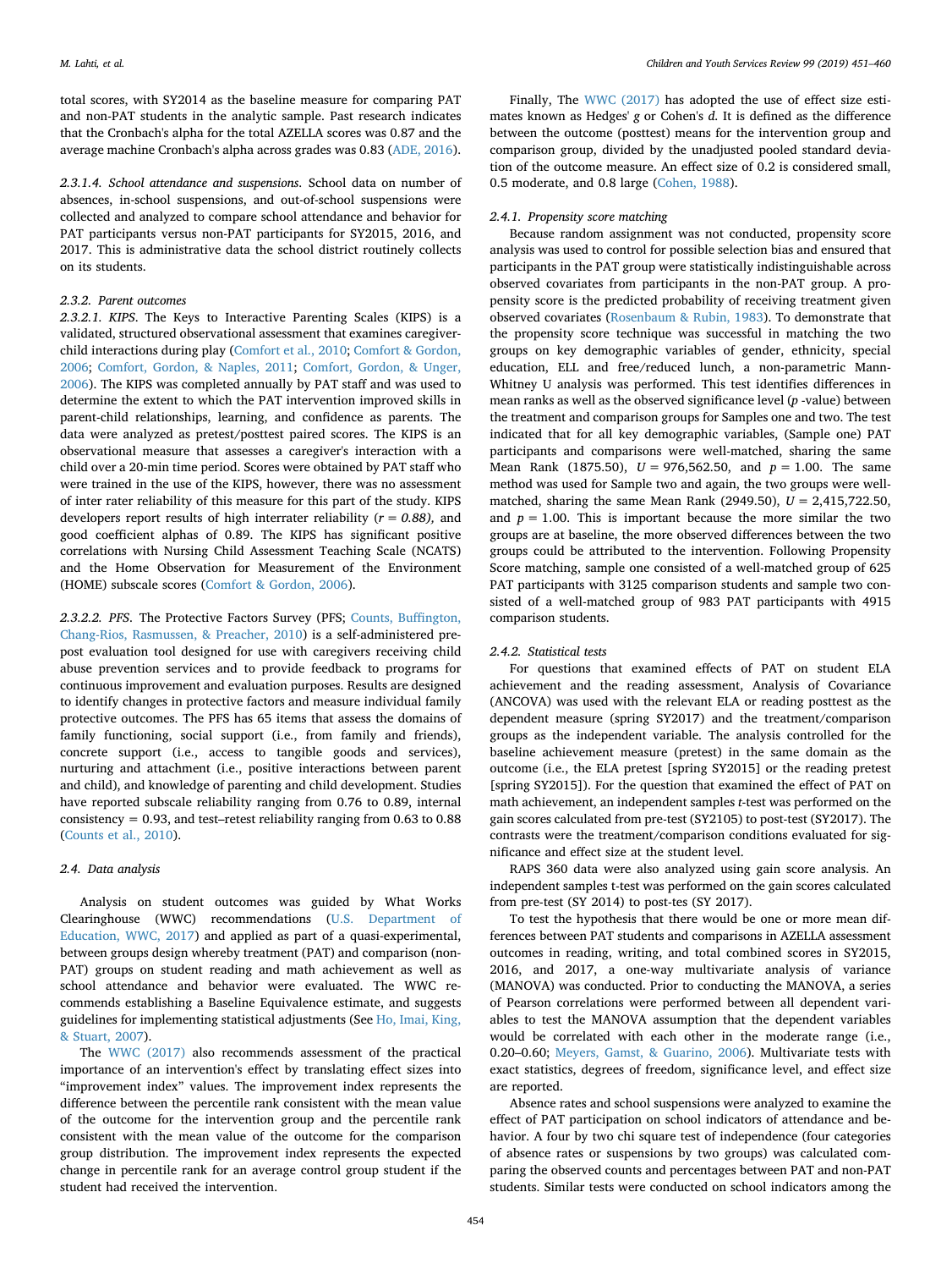total scores, with SY2014 as the baseline measure for comparing PAT and non-PAT students in the analytic sample. Past research indicates that the Cronbach's alpha for the total AZELLA scores was 0.87 and the average machine Cronbach's alpha across grades was 0.83 (ADE, 2016).

*2.3.1.4. School attendance and suspensions*. School data on number of absences, in-school suspensions, and out-of-school suspensions were collected and analyzed to compare school attendance and behavior for PAT participants versus non-PAT participants for SY2015, 2016, and 2017. This is administrative data the school district routinely collects on its students.

### 2.3.2. Parent outcomes

*2.3.2.1. KIPS*. The Keys to Interactive Parenting Scales (KIPS) is a validated, structured observational assessment that examines caregiver-child interactions during play (Comfort et al., 2010; Comfort & Gordon, 2006; Comfort, Gordon, & Naples, 2011; Comfort, Gordon, & Unger, 2006). The KIPS was completed annually by PAT staff and was used to determine the extent to which the PAT intervention improved skills in parent-child relationships, learning, and confidence as parents. The data were analyzed as pretest/posttest paired scores. The KIPS is an observational measure that assesses a caregiver's interaction with a child over a 20-min time period. Scores were obtained by PAT staff who were trained in the use of the KIPS, however, there was no assessment of inter rater reliability of this measure for this part of the study. KIPS developers report results of high interrater reliability (*r = 0.88),* and good coefficient alphas of 0.89. The KIPS has significant positive correlations with Nursing Child Assessment Teaching Scale (NCATS) and the Home Observation for Measurement of the Environment (HOME) subscale scores (Comfort & Gordon, 2006).

*2.3.2.2. PFS*. The Protective Factors Survey (PFS; Counts, Buffington, Chang-Rios, Rasmussen, & Preacher, 2010) is a self-administered pre-post evaluation tool designed for use with caregivers receiving child abuse prevention services and to provide feedback to programs for continuous improvement and evaluation purposes. Results are designed to identify changes in protective factors and measure individual family protective outcomes. The PFS has 65 items that assess the domains of family functioning, social support (i.e., from family and friends), concrete support (i.e., access to tangible goods and services), nurturing and attachment (i.e., positive interactions between parent and child), and knowledge of parenting and child development. Studies have reported subscale reliability ranging from 0.76 to 0.89, internal consistency = 0.93, and test–retest reliability ranging from 0.63 to 0.88 (Counts et al., 2010).

## 2.4. Data analysis

Analysis on student outcomes was guided by What Works Clearinghouse (WWC) recommendations (U.S. Department of Education, WWC, 2017) and applied as part of a quasi-experimental, between groups design whereby treatment (PAT) and comparison (non-PAT) groups on student reading and math achievement as well as school attendance and behavior were evaluated. The WWC recommends establishing a Baseline Equivalence estimate, and suggests guidelines for implementing statistical adjustments (See Ho, Imai, King, & Stuart, 2007).

The WWC (2017) also recommends assessment of the practical importance of an intervention's effect by translating effect sizes into "improvement index" values. The improvement index represents the difference between the percentile rank consistent with the mean value of the outcome for the intervention group and the percentile rank consistent with the mean value of the outcome for the comparison group distribution. The improvement index represents the expected change in percentile rank for an average control group student if the student had received the intervention.

Finally, The WWC (2017) has adopted the use of effect size estimates known as Hedges' *g* or Cohen's *d*. It is defined as the difference between the outcome (posttest) means for the intervention group and comparison group, divided by the unadjusted pooled standard deviation of the outcome measure. An effect size of 0.2 is considered small, 0.5 moderate, and 0.8 large (Cohen, 1988).

### 2.4.1. Propensity score matching

Because random assignment was not conducted, propensity score analysis was used to control for possible selection bias and ensured that participants in the PAT group were statistically indistinguishable across observed covariates from participants in the non-PAT group. A propensity score is the predicted probability of receiving treatment given observed covariates (Rosenbaum & Rubin, 1983). To demonstrate that the propensity score technique was successful in matching the two groups on key demographic variables of gender, ethnicity, special education, ELL and free/reduced lunch, a non-parametric Mann-Whitney U analysis was performed. This test identifies differences in mean ranks as well as the observed significance level (*p* -value) between the treatment and comparison groups for Samples one and two. The test indicated that for all key demographic variables, (Sample one) PAT participants and comparisons were well-matched, sharing the same Mean Rank (1875.50), $U = 976{,}562.50$, and $p = 1.00$. The same method was used for Sample two and again, the two groups were well-matched, sharing the same Mean Rank (2949.50), $U = 2{,}415{,}722.50$, and $p = 1.00$. This is important because the more similar the two groups are at baseline, the more observed differences between the two groups could be attributed to the intervention. Following Propensity Score matching, sample one consisted of a well-matched group of 625 PAT participants with 3125 comparison students and sample two consisted of a well-matched group of 983 PAT participants with 4915 comparison students.

### 2.4.2. Statistical tests

For questions that examined effects of PAT on student ELA achievement and the reading assessment, Analysis of Covariance (ANCOVA) was used with the relevant ELA or reading posttest as the dependent measure (spring SY2017) and the treatment/comparison groups as the independent variable. The analysis controlled for the baseline achievement measure (pretest) in the same domain as the outcome (i.e., the ELA pretest [spring SY2015] or the reading pretest [spring SY2015]). For the question that examined the effect of PAT on math achievement, an independent samples *t*-test was performed on the gain scores calculated from pre-test (SY2105) to post-test (SY2017). The contrasts were the treatment/comparison conditions evaluated for significance and effect size at the student level.

RAPS 360 data were also analyzed using gain score analysis. An independent samples t-test was performed on the gain scores calculated from pre-test (SY 2014) to post-tes (SY 2017).

To test the hypothesis that there would be one or more mean differences between PAT students and comparisons in AZELLA assessment outcomes in reading, writing, and total combined scores in SY2015, 2016, and 2017, a one-way multivariate analysis of variance (MANOVA) was conducted. Prior to conducting the MANOVA, a series of Pearson correlations were performed between all dependent variables to test the MANOVA assumption that the dependent variables would be correlated with each other in the moderate range (i.e., 0.20–0.60; Meyers, Gamst, & Guarino, 2006). Multivariate tests with exact statistics, degrees of freedom, significance level, and effect size are reported.

Absence rates and school suspensions were analyzed to examine the effect of PAT participation on school indicators of attendance and behavior. A four by two chi square test of independence (four categories of absence rates or suspensions by two groups) was calculated comparing the observed counts and percentages between PAT and non-PAT students. Similar tests were conducted on school indicators among the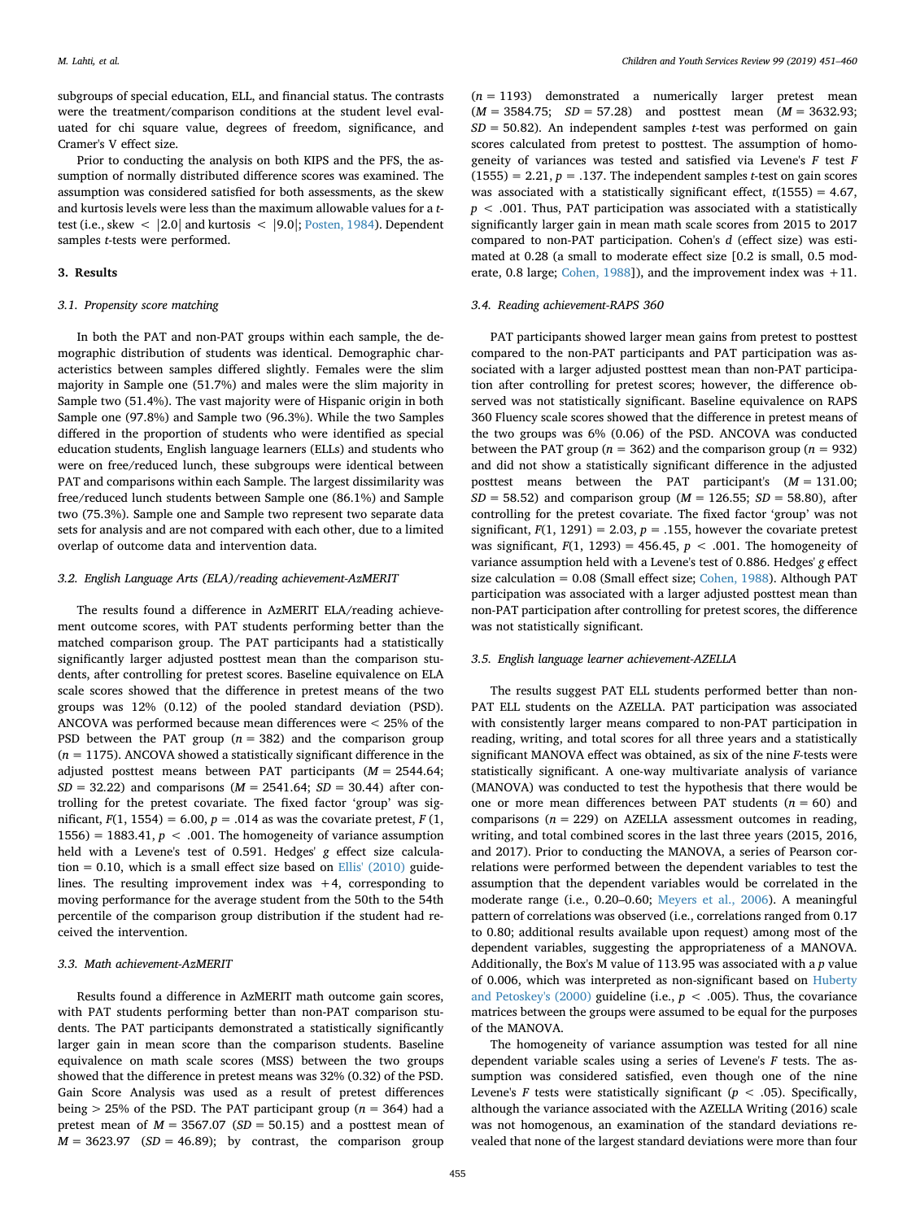subgroups of special education, ELL, and financial status. The contrasts were the treatment/comparison conditions at the student level evaluated for chi square value, degrees of freedom, significance, and Cramer's V effect size.

Prior to conducting the analysis on both KIPS and the PFS, the assumption of normally distributed difference scores was examined. The assumption was considered satisfied for both assessments, as the skew and kurtosis levels were less than the maximum allowable values for a *t*-test (i.e., skew $< |2.0|$ and kurtosis $< |9.0|$; Posten, 1984). Dependent samples *t*-tests were performed.

## 3. Results

### 3.1. Propensity score matching

In both the PAT and non-PAT groups within each sample, the demographic distribution of students was identical. Demographic characteristics between samples differed slightly. Females were the slim majority in Sample one (51.7%) and males were the slim majority in Sample two (51.4%). The vast majority were of Hispanic origin in both Sample one (97.8%) and Sample two (96.3%). While the two Samples differed in the proportion of students who were identified as special education students, English language learners (ELLs) and students who were on free/reduced lunch, these subgroups were identical between PAT and comparisons within each Sample. The largest dissimilarity was free/reduced lunch students between Sample one (86.1%) and Sample two (75.3%). Sample one and Sample two represent two separate data sets for analysis and are not compared with each other, due to a limited overlap of outcome data and intervention data.

### 3.2. English Language Arts (ELA)/reading achievement-AzMERIT

The results found a difference in AzMERIT ELA/reading achievement outcome scores, with PAT students performing better than the matched comparison group. The PAT participants had a statistically significantly larger adjusted posttest mean than the comparison students, after controlling for pretest scores. Baseline equivalence on ELA scale scores showed that the difference in pretest means of the two groups was 12% (0.12) of the pooled standard deviation (PSD). ANCOVA was performed because mean differences were < 25% of the PSD between the PAT group ($n = 382$) and the comparison group ($n = 1175$). ANCOVA showed a statistically significant difference in the adjusted posttest means between PAT participants ($M = 2544.64$; $SD = 32.22$) and comparisons ($M = 2541.64$; $SD = 30.44$) after controlling for the pretest covariate. The fixed factor 'group' was significant, $F(1, 1554) = 6.00$, $p = .014$ as was the covariate pretest, $F(1, 1556) = 1883.41$, $p < .001$. The homogeneity of variance assumption held with a Levene's test of 0.591. Hedges' *g* effect size calculation = 0.10, which is a small effect size based on Ellis' (2010) guidelines. The resulting improvement index was +4, corresponding to moving performance for the average student from the 50th to the 54th percentile of the comparison group distribution if the student had received the intervention.

### 3.3. Math achievement-AzMERIT

Results found a difference in AzMERIT math outcome gain scores, with PAT students performing better than non-PAT comparison students. The PAT participants demonstrated a statistically significantly larger gain in mean score than the comparison students. Baseline equivalence on math scale scores (MSS) between the two groups showed that the difference in pretest means was 32% (0.32) of the PSD. Gain Score Analysis was used as a result of pretest differences being > 25% of the PSD. The PAT participant group ($n = 364$) had a pretest mean of $M = 3567.07$ ($SD = 50.15$) and a posttest mean of $M = 3623.97$ ($SD = 46.89$); by contrast, the comparison group ($n = 1193$) demonstrated a numerically larger pretest mean ($M = 3584.75$; $SD = 57.28$) and posttest mean ($M = 3632.93$; $SD = 50.82$). An independent samples *t*-test was performed on gain scores calculated from pretest to posttest. The assumption of homogeneity of variances was tested and satisfied via Levene's *F* test $F(1555) = 2.21$, $p = .137$. The independent samples *t*-test on gain scores was associated with a statistically significant effect, $t(1555) = 4.67$, $p < .001$. Thus, PAT participation was associated with a statistically significantly larger gain in mean math scale scores from 2015 to 2017 compared to non-PAT participation. Cohen's *d* (effect size) was estimated at 0.28 (a small to moderate effect size [0.2 is small, 0.5 moderate, 0.8 large; Cohen, 1988]), and the improvement index was +11.

### 3.4. Reading achievement-RAPS 360

PAT participants showed larger mean gains from pretest to posttest compared to the non-PAT participants and PAT participation was associated with a larger adjusted posttest mean than non-PAT participation after controlling for pretest scores; however, the difference observed was not statistically significant. Baseline equivalence on RAPS 360 Fluency scale scores showed that the difference in pretest means of the two groups was 6% (0.06) of the PSD. ANCOVA was conducted between the PAT group ($n = 362$) and the comparison group ($n = 932$) and did not show a statistically significant difference in the adjusted posttest means between the PAT participant's ($M = 131.00$; $SD = 58.52$) and comparison group ($M = 126.55$; $SD = 58.80$), after controlling for the pretest covariate. The fixed factor 'group' was not significant, $F(1, 1291) = 2.03$, $p = .155$, however the covariate pretest was significant, $F(1, 1293) = 456.45$, $p < .001$. The homogeneity of variance assumption held with a Levene's test of 0.886. Hedges' *g* effect size calculation = 0.08 (Small effect size; Cohen, 1988). Although PAT participation was associated with a larger adjusted posttest mean than non-PAT participation after controlling for pretest scores, the difference was not statistically significant.

### 3.5. English language learner achievement-AZELLA

The results suggest PAT ELL students performed better than non-PAT ELL students on the AZELLA. PAT participation was associated with consistently larger means compared to non-PAT participation in reading, writing, and total scores for all three years and a statistically significant MANOVA effect was obtained, as six of the nine *F*-tests were statistically significant. A one-way multivariate analysis of variance (MANOVA) was conducted to test the hypothesis that there would be one or more mean differences between PAT students ($n = 60$) and comparisons ($n = 229$) on AZELLA assessment outcomes in reading, writing, and total combined scores in the last three years (2015, 2016, and 2017). Prior to conducting the MANOVA, a series of Pearson correlations were performed between the dependent variables to test the assumption that the dependent variables would be correlated in the moderate range (i.e., 0.20–0.60; Meyers et al., 2006). A meaningful pattern of correlations was observed (i.e., correlations ranged from 0.17 to 0.80; additional results available upon request) among most of the dependent variables, suggesting the appropriateness of a MANOVA. Additionally, the Box's M value of 113.95 was associated with a *p* value of 0.006, which was interpreted as non-significant based on Huberty and Petoskey's (2000) guideline (i.e., $p < .005$). Thus, the covariance matrices between the groups were assumed to be equal for the purposes of the MANOVA.

The homogeneity of variance assumption was tested for all nine dependent variable scales using a series of Levene's *F* tests. The assumption was considered satisfied, even though one of the nine Levene's *F* tests were statistically significant ($p < .05$). Specifically, although the variance associated with the AZELLA Writing (2016) scale was not homogenous, an examination of the standard deviations revealed that none of the largest standard deviations were more than four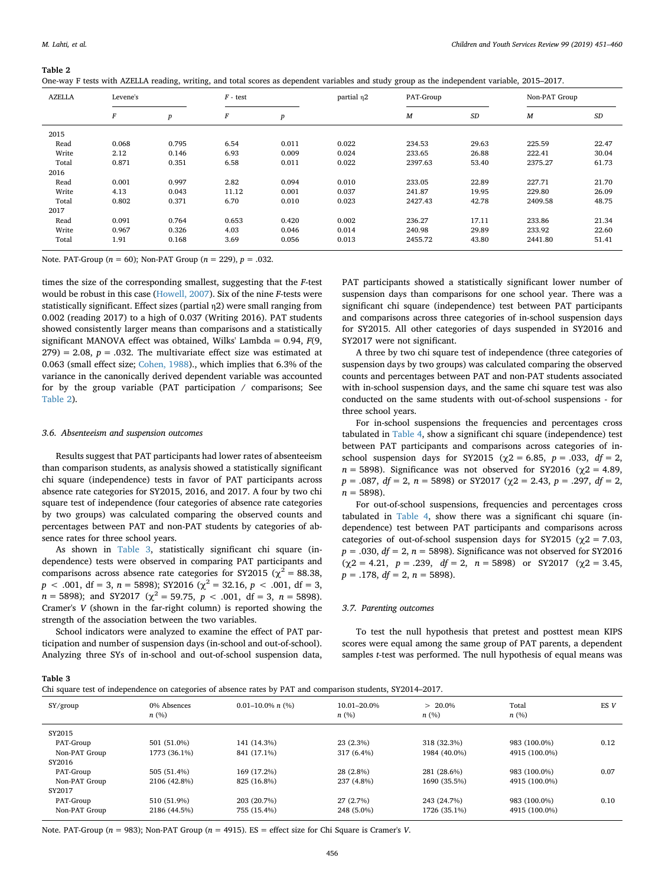**Table 2**

One-way F tests with AZELLA reading, writing, and total scores as dependent variables and study group as the independent variable, 2015–2017.

| AZELLA | Levene's | | F - test | | partial η2 | PAT-Group | | Non-PAT Group | |
|---|---|---|---|---|---|---|---|---|---|
| | *F* | *p* | *F* | *p* | | *M* | *SD* | *M* | *SD* |
| 2015 | | | | | | | | | |
| Read | 0.068 | 0.795 | 6.54 | 0.011 | 0.022 | 234.53 | 29.63 | 225.59 | 22.47 |
| Write | 2.12 | 0.146 | 6.93 | 0.009 | 0.024 | 233.65 | 26.88 | 222.41 | 30.04 |
| Total | 0.871 | 0.351 | 6.58 | 0.011 | 0.022 | 2397.63 | 53.40 | 2375.27 | 61.73 |
| 2016 | | | | | | | | | |
| Read | 0.001 | 0.997 | 2.82 | 0.094 | 0.010 | 233.05 | 22.89 | 227.71 | 21.70 |
| Write | 4.13 | 0.043 | 11.12 | 0.001 | 0.037 | 241.87 | 19.95 | 229.80 | 26.09 |
| Total | 0.802 | 0.371 | 6.70 | 0.010 | 0.023 | 2427.43 | 42.78 | 2409.58 | 48.75 |
| 2017 | | | | | | | | | |
| Read | 0.091 | 0.764 | 0.653 | 0.420 | 0.002 | 236.27 | 17.11 | 233.86 | 21.34 |
| Write | 0.967 | 0.326 | 4.03 | 0.046 | 0.014 | 240.98 | 29.89 | 233.92 | 22.60 |
| Total | 1.91 | 0.168 | 3.69 | 0.056 | 0.013 | 2455.72 | 43.80 | 2441.80 | 51.41 |

Note. PAT-Group ($n = 60$); Non-PAT Group ($n = 229$), $p = .032$.

times the size of the corresponding smallest, suggesting that the *F*-test would be robust in this case (Howell, 2007). Six of the nine *F*-tests were statistically significant. Effect sizes (partial η2) were small ranging from 0.002 (reading 2017) to a high of 0.037 (Writing 2016). PAT students showed consistently larger means than comparisons and a statistically significant MANOVA effect was obtained, Wilks' Lambda = 0.94, $F(9, 279) = 2.08$, $p = .032$. The multivariate effect size was estimated at 0.063 (small effect size; Cohen, 1988)., which implies that 6.3% of the variance in the canonically derived dependent variable was accounted for by the group variable (PAT participation / comparisons; See Table 2).

### 3.6. Absenteeism and suspension outcomes

Results suggest that PAT participants had lower rates of absenteeism than comparison students, as analysis showed a statistically significant chi square (independence) tests in favor of PAT participants across absence rate categories for SY2015, 2016, and 2017. A four by two chi square test of independence (four categories of absence rate categories by two groups) was calculated comparing the observed counts and percentages between PAT and non-PAT students by categories of absence rates for three school years.

As shown in Table 3, statistically significant chi square (independence) tests were observed in comparing PAT participants and comparisons across absence rate categories for SY2015 ($\chi^2 = 88.38$, $p < .001$, df = 3, $n = 5898$); SY2016 ($\chi^2 = 32.16$, $p < .001$, df = 3, $n = 5898$); and SY2017 ($\chi^2 = 59.75$, $p < .001$, df = 3, $n = 5898$). Cramer's *V* (shown in the far-right column) is reported showing the strength of the association between the two variables.

School indicators were analyzed to examine the effect of PAT participation and number of suspension days (in-school and out-of-school). Analyzing three SYs of in-school and out-of-school suspension data, PAT participants showed a statistically significant lower number of suspension days than comparisons for one school year. There was a significant chi square (independence) test between PAT participants and comparisons across three categories of in-school suspension days for SY2015. All other categories of days suspended in SY2016 and SY2017 were not significant.

A three by two chi square test of independence (three categories of suspension days by two groups) was calculated comparing the observed counts and percentages between PAT and non-PAT students associated with in-school suspension days, and the same chi square test was also conducted on the same students with out-of-school suspensions - for three school years.

For in-school suspensions the frequencies and percentages cross tabulated in Table 4, show a significant chi square (independence) test between PAT participants and comparisons across categories of in-school suspension days for SY2015 ($\chi 2 = 6.85$, $p = .033$, $df = 2$, $n = 5898$). Significance was not observed for SY2016 ($\chi 2 = 4.89$, $p = .087$, $df = 2$, $n = 5898$) or SY2017 ($\chi 2 = 2.43$, $p = .297$, $df = 2$, $n = 5898$).

For out-of-school suspensions, frequencies and percentages cross tabulated in Table 4, show there was a significant chi square (independence) test between PAT participants and comparisons across categories of out-of-school suspension days for SY2015 ($\chi 2 = 7.03$, $p = .030$, $df = 2$, $n = 5898$). Significance was not observed for SY2016 ($\chi 2 = 4.21$, $p = .239$, $df = 2$, $n = 5898$) or SY2017 ($\chi 2 = 3.45$, $p = .178$, $df = 2$, $n = 5898$).

### 3.7. Parenting outcomes

To test the null hypothesis that pretest and posttest mean KIPS scores were equal among the same group of PAT parents, a dependent samples *t*-test was performed. The null hypothesis of equal means was

**Table 3**

Chi square test of independence on categories of absence rates by PAT and comparison students, SY2014–2017.

| SY/group | 0% Absences *n* (%) | 0.01–10.0% *n* (%) | 10.01–20.0% *n* (%) | > 20.0% *n* (%) | Total *n* (%) | ES *V* |
|---|---|---|---|---|---|---|
| SY2015 | | | | | | |
| PAT-Group | 501 (51.0%) | 141 (14.3%) | 23 (2.3%) | 318 (32.3%) | 983 (100.0%) | 0.12 |
| Non-PAT Group | 1773 (36.1%) | 841 (17.1%) | 317 (6.4%) | 1984 (40.0%) | 4915 (100.0%) | |
| SY2016 | | | | | | |
| PAT-Group | 505 (51.4%) | 169 (17.2%) | 28 (2.8%) | 281 (28.6%) | 983 (100.0%) | 0.07 |
| Non-PAT Group | 2106 (42.8%) | 825 (16.8%) | 237 (4.8%) | 1690 (35.5%) | 4915 (100.0%) | |
| SY2017 | | | | | | |
| PAT-Group | 510 (51.9%) | 203 (20.7%) | 27 (2.7%) | 243 (24.7%) | 983 (100.0%) | 0.10 |
| Non-PAT Group | 2186 (44.5%) | 755 (15.4%) | 248 (5.0%) | 1726 (35.1%) | 4915 (100.0%) | |

Note. PAT-Group ($n = 983$); Non-PAT Group ($n = 4915$). ES = effect size for Chi Square is Cramer's *V*.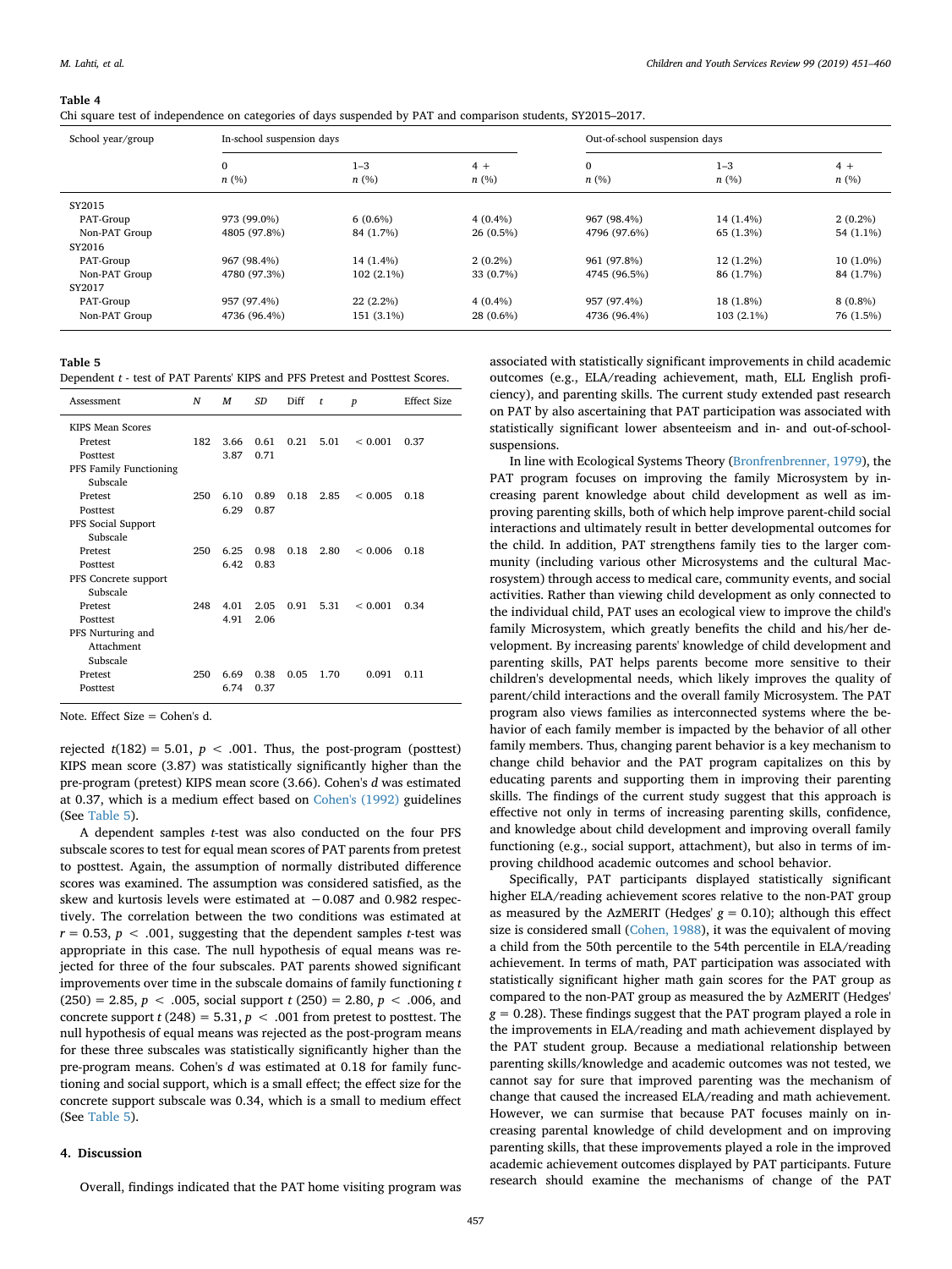**Table 4**
Chi square test of independence on categories of days suspended by PAT and comparison students, SY2015–2017.

| School year/group | In-school suspension days | | | Out-of-school suspension days | | |
|---|---|---|---|---|---|---|
| | 0<br>*n* (%) | 1–3<br>*n* (%) | 4 +<br>*n* (%) | 0<br>*n* (%) | 1–3<br>*n* (%) | 4 +<br>*n* (%) |
| SY2015 | | | | | | |
| PAT-Group | 973 (99.0%) | 6 (0.6%) | 4 (0.4%) | 967 (98.4%) | 14 (1.4%) | 2 (0.2%) |
| Non-PAT Group | 4805 (97.8%) | 84 (1.7%) | 26 (0.5%) | 4796 (97.6%) | 65 (1.3%) | 54 (1.1%) |
| SY2016 | | | | | | |
| PAT-Group | 967 (98.4%) | 14 (1.4%) | 2 (0.2%) | 961 (97.8%) | 12 (1.2%) | 10 (1.0%) |
| Non-PAT Group | 4780 (97.3%) | 102 (2.1%) | 33 (0.7%) | 4745 (96.5%) | 86 (1.7%) | 84 (1.7%) |
| SY2017 | | | | | | |
| PAT-Group | 957 (97.4%) | 22 (2.2%) | 4 (0.4%) | 957 (97.4%) | 18 (1.8%) | 8 (0.8%) |
| Non-PAT Group | 4736 (96.4%) | 151 (3.1%) | 28 (0.6%) | 4736 (96.4%) | 103 (2.1%) | 76 (1.5%) |

**Table 5**
Dependent *t* - test of PAT Parents' KIPS and PFS Pretest and Posttest Scores.

| Assessment | *N* | *M* | *SD* | Diff | *t* | *p* | Effect Size |
|---|---|---|---|---|---|---|---|
| KIPS Mean Scores | | | | | | | |
| Pretest | 182 | 3.66 | 0.61 | 0.21 | 5.01 | < 0.001 | 0.37 |
| Posttest | | 3.87 | 0.71 | | | | |
| PFS Family Functioning Subscale | | | | | | | |
| Pretest | 250 | 6.10 | 0.89 | 0.18 | 2.85 | < 0.005 | 0.18 |
| Posttest | | 6.29 | 0.87 | | | | |
| PFS Social Support Subscale | | | | | | | |
| Pretest | 250 | 6.25 | 0.98 | 0.18 | 2.80 | < 0.006 | 0.18 |
| Posttest | | 6.42 | 0.83 | | | | |
| PFS Concrete support Subscale | | | | | | | |
| Pretest | 248 | 4.01 | 2.05 | 0.91 | 5.31 | < 0.001 | 0.34 |
| Posttest | | 4.91 | 2.06 | | | | |
| PFS Nurturing and Attachment Subscale | | | | | | | |
| Pretest | 250 | 6.69 | 0.38 | 0.05 | 1.70 | 0.091 | 0.11 |
| Posttest | | 6.74 | 0.37 | | | | |

Note. Effect Size = Cohen's d.

rejected $t(182) = 5.01$, $p < .001$. Thus, the post-program (posttest) KIPS mean score (3.87) was statistically significantly higher than the pre-program (pretest) KIPS mean score (3.66). Cohen's *d* was estimated at 0.37, which is a medium effect based on Cohen's (1992) guidelines (See Table 5).

A dependent samples *t*-test was also conducted on the four PFS subscale scores to test for equal mean scores of PAT parents from pretest to posttest. Again, the assumption of normally distributed difference scores was examined. The assumption was considered satisfied, as the skew and kurtosis levels were estimated at −0.087 and 0.982 respectively. The correlation between the two conditions was estimated at $r = 0.53$, $p < .001$, suggesting that the dependent samples *t*-test was appropriate in this case. The null hypothesis of equal means was rejected for three of the four subscales. PAT parents showed significant improvements over time in the subscale domains of family functioning $t(250) = 2.85$, $p < .005$, social support $t(250) = 2.80$, $p < .006$, and concrete support $t(248) = 5.31$, $p < .001$ from pretest to posttest. The null hypothesis of equal means was rejected as the post-program means for these three subscales was statistically significantly higher than the pre-program means. Cohen's *d* was estimated at 0.18 for family functioning and social support, which is a small effect; the effect size for the concrete support subscale was 0.34, which is a small to medium effect (See Table 5).

## 4. Discussion

Overall, findings indicated that the PAT home visiting program was associated with statistically significant improvements in child academic outcomes (e.g., ELA/reading achievement, math, ELL English proficiency), and parenting skills. The current study extended past research on PAT by also ascertaining that PAT participation was associated with statistically significant lower absenteeism and in- and out-of-school-suspensions.

In line with Ecological Systems Theory (Bronfrenbrenner, 1979), the PAT program focuses on improving the family Microsystem by increasing parent knowledge about child development as well as improving parenting skills, both of which help improve parent-child social interactions and ultimately result in better developmental outcomes for the child. In addition, PAT strengthens family ties to the larger community (including various other Microsystems and the cultural Macrosystem) through access to medical care, community events, and social activities. Rather than viewing child development as only connected to the individual child, PAT uses an ecological view to improve the child's family Microsystem, which greatly benefits the child and his/her development. By increasing parents' knowledge of child development and parenting skills, PAT helps parents become more sensitive to their children's developmental needs, which likely improves the quality of parent/child interactions and the overall family Microsystem. The PAT program also views families as interconnected systems where the behavior of each family member is impacted by the behavior of all other family members. Thus, changing parent behavior is a key mechanism to change child behavior and the PAT program capitalizes on this by educating parents and supporting them in improving their parenting skills. The findings of the current study suggest that this approach is effective not only in terms of increasing parenting skills, confidence, and knowledge about child development and improving overall family functioning (e.g., social support, attachment), but also in terms of improving childhood academic outcomes and school behavior.

Specifically, PAT participants displayed statistically significant higher ELA/reading achievement scores relative to the non-PAT group as measured by the AzMERIT (Hedges' $g = 0.10$); although this effect size is considered small (Cohen, 1988), it was the equivalent of moving a child from the 50th percentile to the 54th percentile in ELA/reading achievement. In terms of math, PAT participation was associated with statistically significant higher math gain scores for the PAT group as compared to the non-PAT group as measured the by AzMERIT (Hedges' $g = 0.28$). These findings suggest that the PAT program played a role in the improvements in ELA/reading and math achievement displayed by the PAT student group. Because a mediational relationship between parenting skills/knowledge and academic outcomes was not tested, we cannot say for sure that improved parenting was the mechanism of change that caused the increased ELA/reading and math achievement. However, we can surmise that because PAT focuses mainly on increasing parental knowledge of child development and on improving parenting skills, that these improvements played a role in the improved academic achievement outcomes displayed by PAT participants. Future research should examine the mechanisms of change of the PAT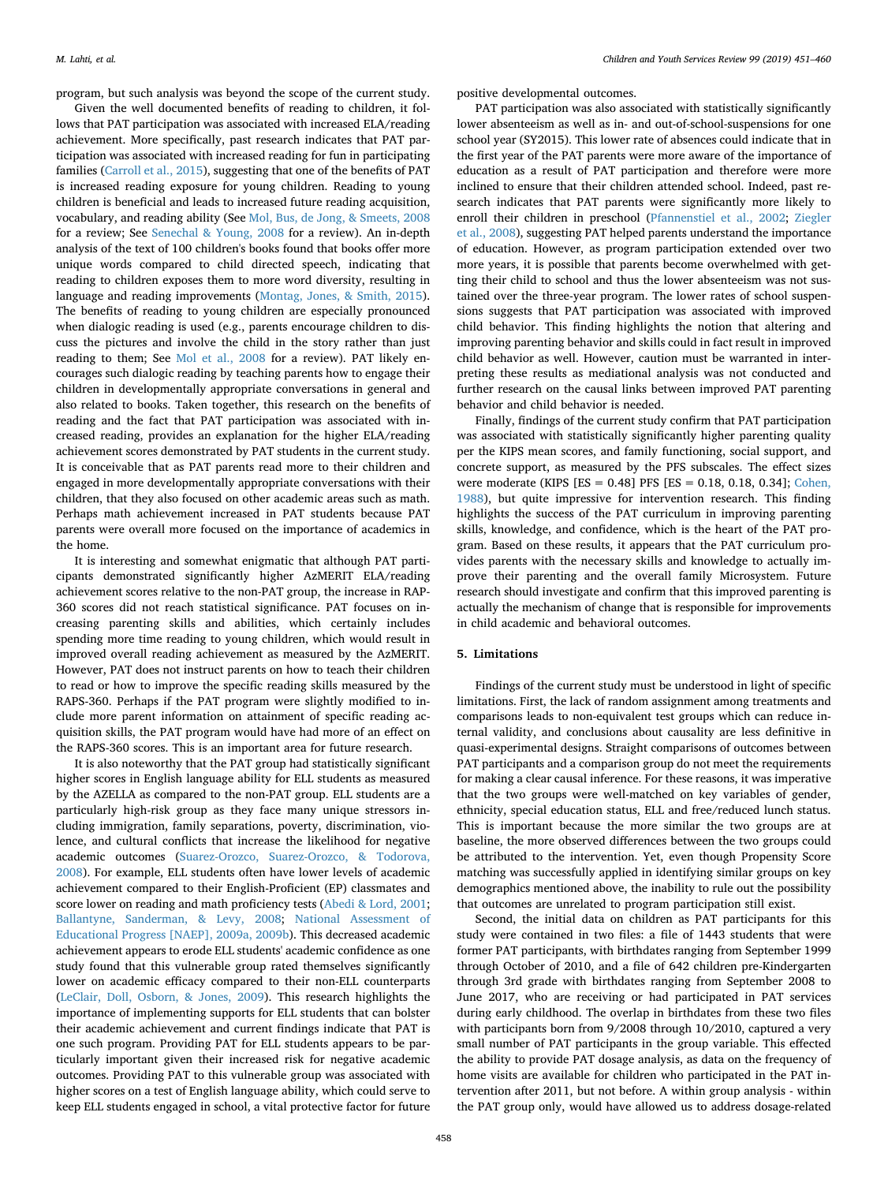program, but such analysis was beyond the scope of the current study.

Given the well documented benefits of reading to children, it follows that PAT participation was associated with increased ELA/reading achievement. More specifically, past research indicates that PAT participation was associated with increased reading for fun in participating families (Carroll et al., 2015), suggesting that one of the benefits of PAT is increased reading exposure for young children. Reading to young children is beneficial and leads to increased future reading acquisition, vocabulary, and reading ability (See Mol, Bus, de Jong, & Smeets, 2008 for a review; See Senechal & Young, 2008 for a review). An in-depth analysis of the text of 100 children's books found that books offer more unique words compared to child directed speech, indicating that reading to children exposes them to more word diversity, resulting in language and reading improvements (Montag, Jones, & Smith, 2015). The benefits of reading to young children are especially pronounced when dialogic reading is used (e.g., parents encourage children to discuss the pictures and involve the child in the story rather than just reading to them; See Mol et al., 2008 for a review). PAT likely encourages such dialogic reading by teaching parents how to engage their children in developmentally appropriate conversations in general and also related to books. Taken together, this research on the benefits of reading and the fact that PAT participation was associated with increased reading, provides an explanation for the higher ELA/reading achievement scores demonstrated by PAT students in the current study. It is conceivable that as PAT parents read more to their children and engaged in more developmentally appropriate conversations with their children, that they also focused on other academic areas such as math. Perhaps math achievement increased in PAT students because PAT parents were overall more focused on the importance of academics in the home.

It is interesting and somewhat enigmatic that although PAT participants demonstrated significantly higher AzMERIT ELA/reading achievement scores relative to the non-PAT group, the increase in RAP-360 scores did not reach statistical significance. PAT focuses on increasing parenting skills and abilities, which certainly includes spending more time reading to young children, which would result in improved overall reading achievement as measured by the AzMERIT. However, PAT does not instruct parents on how to teach their children to read or how to improve the specific reading skills measured by the RAPS-360. Perhaps if the PAT program were slightly modified to include more parent information on attainment of specific reading acquisition skills, the PAT program would have had more of an effect on the RAPS-360 scores. This is an important area for future research.

It is also noteworthy that the PAT group had statistically significant higher scores in English language ability for ELL students as measured by the AZELLA as compared to the non-PAT group. ELL students are a particularly high-risk group as they face many unique stressors including immigration, family separations, poverty, discrimination, violence, and cultural conflicts that increase the likelihood for negative academic outcomes (Suarez-Orozco, Suarez-Orozco, & Todorova, 2008). For example, ELL students often have lower levels of academic achievement compared to their English-Proficient (EP) classmates and score lower on reading and math proficiency tests (Abedi & Lord, 2001; Ballantyne, Sanderman, & Levy, 2008; National Assessment of Educational Progress [NAEP], 2009a, 2009b). This decreased academic achievement appears to erode ELL students' academic confidence as one study found that this vulnerable group rated themselves significantly lower on academic efficacy compared to their non-ELL counterparts (LeClair, Doll, Osborn, & Jones, 2009). This research highlights the importance of implementing supports for ELL students that can bolster their academic achievement and current findings indicate that PAT is one such program. Providing PAT for ELL students appears to be particularly important given their increased risk for negative academic outcomes. Providing PAT to this vulnerable group was associated with higher scores on a test of English language ability, which could serve to keep ELL students engaged in school, a vital protective factor for future positive developmental outcomes.

PAT participation was also associated with statistically significantly lower absenteeism as well as in- and out-of-school-suspensions for one school year (SY2015). This lower rate of absences could indicate that in the first year of the PAT parents were more aware of the importance of education as a result of PAT participation and therefore were more inclined to ensure that their children attended school. Indeed, past research indicates that PAT parents were significantly more likely to enroll their children in preschool (Pfannenstiel et al., 2002; Ziegler et al., 2008), suggesting PAT helped parents understand the importance of education. However, as program participation extended over two more years, it is possible that parents become overwhelmed with getting their child to school and thus the lower absenteeism was not sustained over the three-year program. The lower rates of school suspensions suggests that PAT participation was associated with improved child behavior. This finding highlights the notion that altering and improving parenting behavior and skills could in fact result in improved child behavior as well. However, caution must be warranted in interpreting these results as mediational analysis was not conducted and further research on the causal links between improved PAT parenting behavior and child behavior is needed.

Finally, findings of the current study confirm that PAT participation was associated with statistically significantly higher parenting quality per the KIPS mean scores, and family functioning, social support, and concrete support, as measured by the PFS subscales. The effect sizes were moderate (KIPS [ES = 0.48] PFS [ES = 0.18, 0.18, 0.34]; Cohen, 1988), but quite impressive for intervention research. This finding highlights the success of the PAT curriculum in improving parenting skills, knowledge, and confidence, which is the heart of the PAT program. Based on these results, it appears that the PAT curriculum provides parents with the necessary skills and knowledge to actually improve their parenting and the overall family Microsystem. Future research should investigate and confirm that this improved parenting is actually the mechanism of change that is responsible for improvements in child academic and behavioral outcomes.

## 5. Limitations

Findings of the current study must be understood in light of specific limitations. First, the lack of random assignment among treatments and comparisons leads to non-equivalent test groups which can reduce internal validity, and conclusions about causality are less definitive in quasi-experimental designs. Straight comparisons of outcomes between PAT participants and a comparison group do not meet the requirements for making a clear causal inference. For these reasons, it was imperative that the two groups were well-matched on key variables of gender, ethnicity, special education status, ELL and free/reduced lunch status. This is important because the more similar the two groups are at baseline, the more observed differences between the two groups could be attributed to the intervention. Yet, even though Propensity Score matching was successfully applied in identifying similar groups on key demographics mentioned above, the inability to rule out the possibility that outcomes are unrelated to program participation still exist.

Second, the initial data on children as PAT participants for this study were contained in two files: a file of 1443 students that were former PAT participants, with birthdates ranging from September 1999 through October of 2010, and a file of 642 children pre-Kindergarten through 3rd grade with birthdates ranging from September 2008 to June 2017, who are receiving or had participated in PAT services during early childhood. The overlap in birthdates from these two files with participants born from 9/2008 through 10/2010, captured a very small number of PAT participants in the group variable. This effected the ability to provide PAT dosage analysis, as data on the frequency of home visits are available for children who participated in the PAT intervention after 2011, but not before. A within group analysis - within the PAT group only, would have allowed us to address dosage-related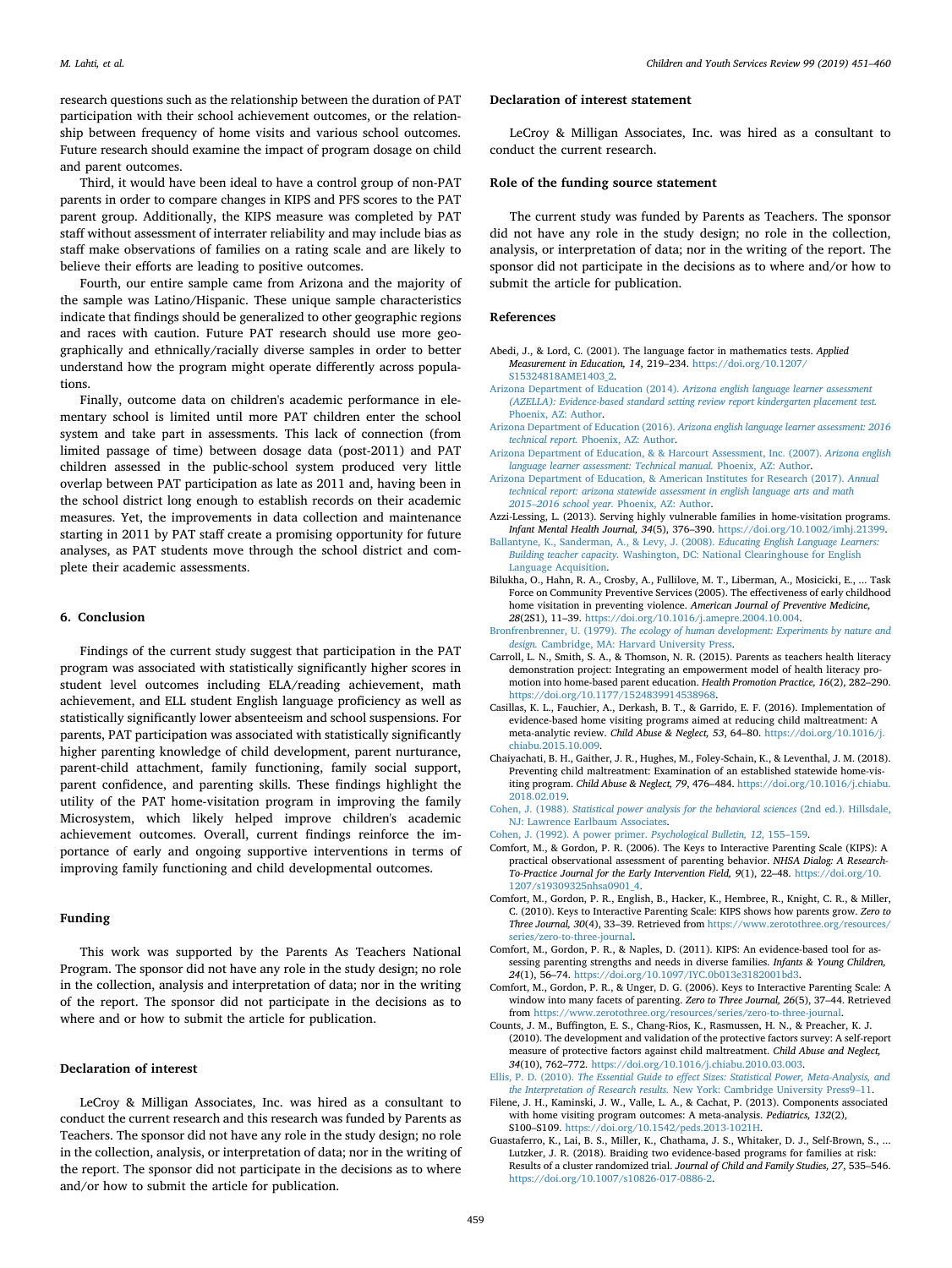research questions such as the relationship between the duration of PAT participation with their school achievement outcomes, or the relationship between frequency of home visits and various school outcomes. Future research should examine the impact of program dosage on child and parent outcomes.

Third, it would have been ideal to have a control group of non-PAT parents in order to compare changes in KIPS and PFS scores to the PAT parent group. Additionally, the KIPS measure was completed by PAT staff without assessment of interrater reliability and may include bias as staff make observations of families on a rating scale and are likely to believe their efforts are leading to positive outcomes.

Fourth, our entire sample came from Arizona and the majority of the sample was Latino/Hispanic. These unique sample characteristics indicate that findings should be generalized to other geographic regions and races with caution. Future PAT research should use more geographically and ethnically/racially diverse samples in order to better understand how the program might operate differently across populations.

Finally, outcome data on children's academic performance in elementary school is limited until more PAT children enter the school system and take part in assessments. This lack of connection (from limited passage of time) between dosage data (post-2011) and PAT children assessed in the public-school system produced very little overlap between PAT participation as late as 2011 and, having been in the school district long enough to establish records on their academic measures. Yet, the improvements in data collection and maintenance starting in 2011 by PAT staff create a promising opportunity for future analyses, as PAT students move through the school district and complete their academic assessments.

## 6. Conclusion

Findings of the current study suggest that participation in the PAT program was associated with statistically significantly higher scores in student level outcomes including ELA/reading achievement, math achievement, and ELL student English language proficiency as well as statistically significantly lower absenteeism and school suspensions. For parents, PAT participation was associated with statistically significantly higher parenting knowledge of child development, parent nurturance, parent-child attachment, family functioning, family social support, parent confidence, and parenting skills. These findings highlight the utility of the PAT home-visitation program in improving the family Microsystem, which likely helped improve children's academic achievement outcomes. Overall, current findings reinforce the importance of early and ongoing supportive interventions in terms of improving family functioning and child developmental outcomes.

## Funding

This work was supported by the Parents As Teachers National Program. The sponsor did not have any role in the study design; no role in the collection, analysis and interpretation of data; nor in the writing of the report. The sponsor did not participate in the decisions as to where and or how to submit the article for publication.

## Declaration of interest

LeCroy & Milligan Associates, Inc. was hired as a consultant to conduct the current research and this research was funded by Parents as Teachers. The sponsor did not have any role in the study design; no role in the collection, analysis, or interpretation of data; nor in the writing of the report. The sponsor did not participate in the decisions as to where and/or how to submit the article for publication.

## Declaration of interest statement

LeCroy & Milligan Associates, Inc. was hired as a consultant to conduct the current research.

## Role of the funding source statement

The current study was funded by Parents as Teachers. The sponsor did not have any role in the study design; no role in the collection, analysis, or interpretation of data; nor in the writing of the report. The sponsor did not participate in the decisions as to where and/or how to submit the article for publication.

## References

Abedi, J., & Lord, C. (2001). The language factor in mathematics tests. *Applied Measurement in Education, 14*, 219–234. https://doi.org/10.1207/S15324818AME1403_2.

Arizona Department of Education (2014). *Arizona english language learner assessment (AZELLA): Evidence-based standard setting review report kindergarten placement test.* Phoenix, AZ: Author.

Arizona Department of Education (2016). *Arizona english language learner assessment: 2016 technical report.* Phoenix, AZ: Author.

Arizona Department of Education, & Harcourt Assessment, Inc. (2007). *Arizona english language learner assessment: Technical manual.* Phoenix, AZ: Author.

Arizona Department of Education, & American Institutes for Research (2017). *Annual technical report: arizona statewide assessment in english language arts and math 2015–2016 school year.* Phoenix, AZ: Author.

Azzi-Lessing, L. (2013). Serving highly vulnerable families in home-visitation programs. *Infant Mental Health Journal, 34*(5), 376–390. https://doi.org/10.1002/imhj.21399.

Ballantyne, K., Sanderman, A., & Levy, J. (2008). *Educating English Language Learners: Building teacher capacity.* Washington, DC: National Clearinghouse for English Language Acquisition.

Bilukha, O., Hahn, R. A., Crosby, A., Fullilove, M. T., Liberman, A., Mosicicki, E., ... Task Force on Community Preventive Services (2005). The effectiveness of early childhood home visitation in preventing violence. *American Journal of Preventive Medicine, 28*(2S1), 11–39. https://doi.org/10.1016/j.amepre.2004.10.004.

Bronfrenbrenner, U. (1979). *The ecology of human development: Experiments by nature and design.* Cambridge, MA: Harvard University Press.

Carroll, L. N., Smith, S. A., & Thomson, N. R. (2015). Parents as teachers health literacy demonstration project: Integrating an empowerment model of health literacy promotion into home-based parent education. *Health Promotion Practice, 16*(2), 282–290. https://doi.org/10.1177/1524839914538968.

Casillas, K. L., Fauchier, A., Derkash, B. T., & Garrido, E. F. (2016). Implementation of evidence-based home visiting programs aimed at reducing child maltreatment: A meta-analytic review. *Child Abuse & Neglect, 53*, 64–80. https://doi.org/10.1016/j.chiabu.2015.10.009.

Chaiyachati, B. H., Gaither, J. R., Hughes, M., Foley-Schain, K., & Leventhal, J. M. (2018). Preventing child maltreatment: Examination of an established statewide home-visiting program. *Child Abuse & Neglect, 79*, 476–484. https://doi.org/10.1016/j.chiabu.2018.02.019.

Cohen, J. (1988). *Statistical power analysis for the behavioral sciences* (2nd ed.). Hillsdale, NJ: Lawrence Earlbaum Associates.

Cohen, J. (1992). A power primer. *Psychological Bulletin, 12*, 155–159.

Comfort, M., & Gordon, P. R. (2006). The Keys to Interactive Parenting Scale (KIPS): A practical observational assessment of parenting behavior. *NHSA Dialog: A Research-To-Practice Journal for the Early Intervention Field, 9*(1), 22–48. https://doi.org/10.1207/s19309325nhsa0901_4.

Comfort, M., Gordon, P. R., English, B., Hacker, K., Hembree, R., Knight, C. R., & Miller, C. (2010). Keys to Interactive Parenting Scale: KIPS shows how parents grow. *Zero to Three Journal, 30*(4), 33–39. Retrieved from https://www.zerotothree.org/resources/series/zero-to-three-journal.

Comfort, M., Gordon, P. R., & Naples, D. (2011). KIPS: An evidence-based tool for assessing parenting strengths and needs in diverse families. *Infants & Young Children, 24*(1), 56–74. https://doi.org/10.1097/IYC.0b013e3182001bd3.

Comfort, M., Gordon, P. R., & Unger, D. G. (2006). Keys to Interactive Parenting Scale: A window into many facets of parenting. *Zero to Three Journal, 26*(5), 37–44. Retrieved from https://www.zerotothree.org/resources/series/zero-to-three-journal.

Counts, J. M., Buffington, E. S., Chang-Rios, K., Rasmussen, H. N., & Preacher, K. J. (2010). The development and validation of the protective factors survey: A self-report measure of protective factors against child maltreatment. *Child Abuse and Neglect, 34*(10), 762–772. https://doi.org/10.1016/j.chiabu.2010.03.003.

Ellis, P. D. (2010). *The Essential Guide to effect Sizes: Statistical Power, Meta-Analysis, and the Interpretation of Research results.* New York: Cambridge University Press9–11.

Filene, J. H., Kaminski, J. W., Valle, L. A., & Cachat, P. (2013). Components associated with home visiting program outcomes: A meta-analysis. *Pediatrics, 132*(2), S100–S109. https://doi.org/10.1542/peds.2013-1021H.

Guastaferro, K., Lai, B. S., Miller, K., Chathama, J. S., Whitaker, D. J., Self-Brown, S., ... Lutzker, J. R. (2018). Braiding two evidence-based programs for families at risk: Results of a cluster randomized trial. *Journal of Child and Family Studies, 27*, 535–546. https://doi.org/10.1007/s10826-017-0886-2.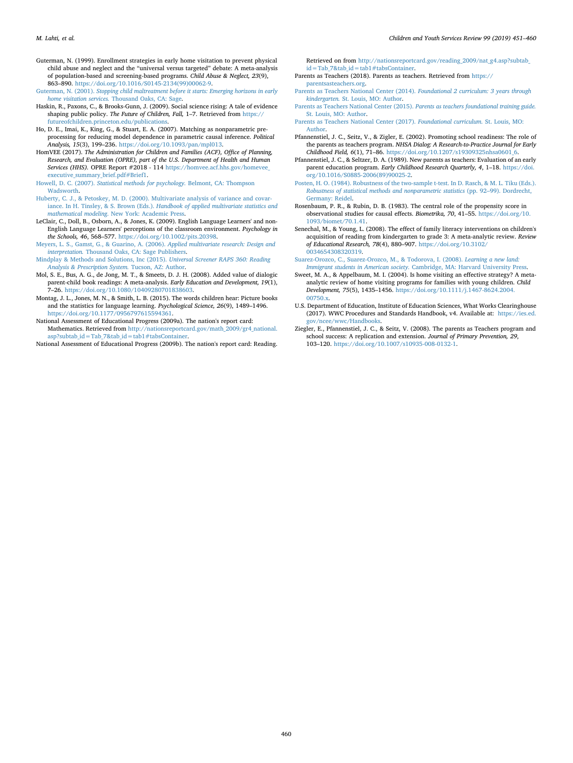Guterman, N. (1999). Enrollment strategies in early home visitation to prevent physical child abuse and neglect and the "universal versus targeted" debate: A meta-analysis of population-based and screening-based programs. *Child Abuse & Neglect, 23*(9), 863–890. https://doi.org/10.1016/S0145-2134(99)00062-9.

Guterman, N. (2001). *Stopping child maltreatment before it starts: Emerging horizons in early home visitation services.* Thousand Oaks, CA: Sage.

Haskin, R., Paxons, C., & Brooks-Gunn, J. (2009). Social science rising: A tale of evidence shaping public policy. *The Future of Children, Fall,* 1–7. Retrieved from https://futureofchildren.princeton.edu/publications.

Ho, D. E., Imai, K., King, G., & Stuart, E. A. (2007). Matching as nonparametric pre-processing for reducing model dependence in parametric causal inference. *Political Analysis, 15*(3), 199–236. https://doi.org/10.1093/pan/mpl013.

HomVEE (2017). *The Administration for Children and Families (ACF), Office of Planning, Research, and Evaluation (OPRE), part of the U.S. Department of Health and Human Services (HHS).* OPRE Report #2018 - 114 https://homvee.acf.hhs.gov/homevee_executive_summary_brief.pdf#Brief1.

Howell, D. C. (2007). *Statistical methods for psychology.* Belmont, CA: Thompson Wadsworth.

Huberty, C. J., & Petoskey, M. D. (2000). Multivariate analysis of variance and covariance. In H. Tinsley, & S. Brown (Eds.). *Handbook of applied multivariate statistics and mathematical modeling.* New York: Academic Press.

LeClair, C., Doll, B., Osborn, A., & Jones, K. (2009). English Language Learners' and non-English Language Learners' perceptions of the classroom environment. *Psychology in the Schools, 46*, 568–577. https://doi.org/10.1002/pits.20398.

Meyers, L. S., Gamst, G., & Guarino, A. (2006). *Applied multivariate research: Design and interpretation.* Thousand Oaks, CA: Sage Publishers.

Mindplay & Methods and Solutions, Inc (2015). *Universal Screener RAPS 360: Reading Analysis & Prescription System.* Tucson, AZ: Author.

Mol, S. E., Bus, A. G., de Jong, M. T., & Smeets, D. J. H. (2008). Added value of dialogic parent-child book readings: A meta-analysis. *Early Education and Development, 19*(1), 7–26. https://doi.org/10.1080/10409280701838603.

Montag, J. L., Jones, M. N., & Smith, L. B. (2015). The words children hear: Picture books and the statistics for language learning. *Psychological Science, 26*(9), 1489–1496. https://doi.org/10.1177/0956797615594361.

National Assessment of Educational Progress (2009a). The nation's report card: Mathematics. Retrieved from http://nationsreportcard.gov/math_2009/gr4_national.asp?subtab_id=Tab_7&tab_id=tab1#tabsContainer.

National Assessment of Educational Progress (2009b). The nation's report card: Reading. Retrieved on from http://nationsreportcard.gov/reading_2009/nat_g4.asp?subtab_id=Tab_7&tab_id=tab1#tabsContainer.

Parents as Teachers (2018). Parents as teachers. Retrieved from https://parentsasteachers.org.

Parents as Teachers National Center (2014). *Foundational 2 curriculum: 3 years through kindergarten.* St. Louis, MO: Author.

Parents as Teachers National Center (2015). *Parents as teachers foundational training guide.* St. Louis, MO: Author.

Parents as Teachers National Center (2017). *Foundational curriculum.* St. Louis, MO: Author.

Pfannenstiel, J. C., Seitz, V., & Zigler, E. (2002). Promoting school readiness: The role of the parents as teachers program. *NHSA Dialog: A Research-to-Practice Journal for Early Childhood Field, 6*(1), 71–86. https://doi.org/10.1207/s19309325nhsa0601_6.

Pfannenstiel, J. C., & Seltzer, D. A. (1989). New parents as teachers: Evaluation of an early parent education program. *Early Childhood Research Quarterly, 4*, 1–18. https://doi.org/10.1016/S0885-2006(89)90025-2.

Posten, H. O. (1984). Robustness of the two-sample t-test. In D. Rasch, & M. L. Tiku (Eds.). *Robustness of statistical methods and nonparametric statistics* (pp. 92–99). Dordrecht, Germany: Reidel.

Rosenbaum, P. R., & Rubin, D. B. (1983). The central role of the propensity score in observational studies for causal effects. *Biometrika, 70*, 41–55. https://doi.org/10.1093/biomet/70.1.41.

Senechal, M., & Young, L. (2008). The effect of family literacy interventions on children's acquisition of reading from kindergarten to grade 3: A meta-analytic review. *Review of Educational Research, 78*(4), 880–907. https://doi.org/10.3102/0034654308320319.

Suarez-Orozco, C., Suarez-Orozco, M., & Todorova, I. (2008). *Learning a new land: Immigrant students in American society.* Cambridge, MA: Harvard University Press.

Sweet, M. A., & Appelbaum, M. I. (2004). Is home visiting an effective strategy? A meta-analytic review of home visiting programs for families with young children. *Child Development, 75*(5), 1435–1456. https://doi.org/10.1111/j.1467-8624.2004.00750.x.

U.S. Department of Education, Institute of Education Sciences, What Works Clearinghouse (2017). WWC Procedures and Standards Handbook, v4. Available at: https://ies.ed.gov/ncee/wwc/Handbooks.

Ziegler, E., Pfannenstiel, J. C., & Seitz, V. (2008). The parents as Teachers program and school success: A replication and extension. *Journal of Primary Prevention, 29*, 103–120. https://doi.org/10.1007/s10935-008-0132-1.